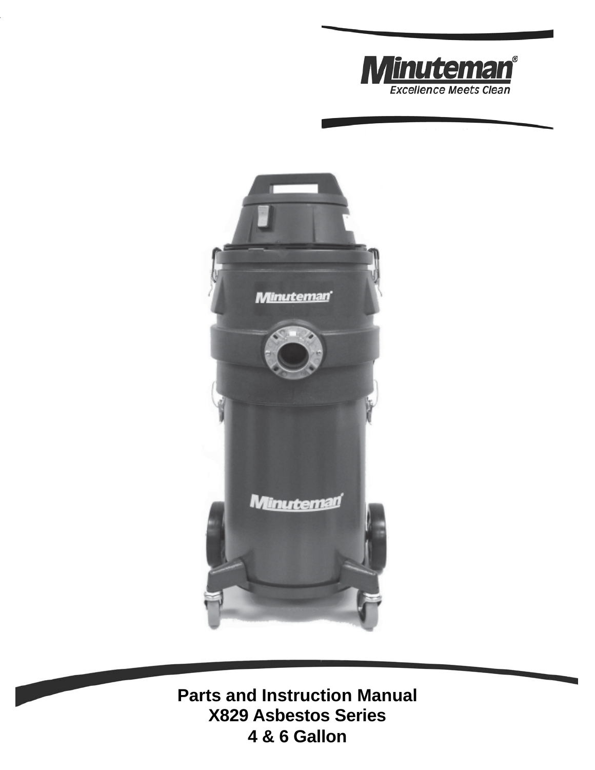Minuteman®

Excellence Meets Clean

# Parts and Instruction Manual

## X829 Asbestos Series

## 4 & 6 Gallon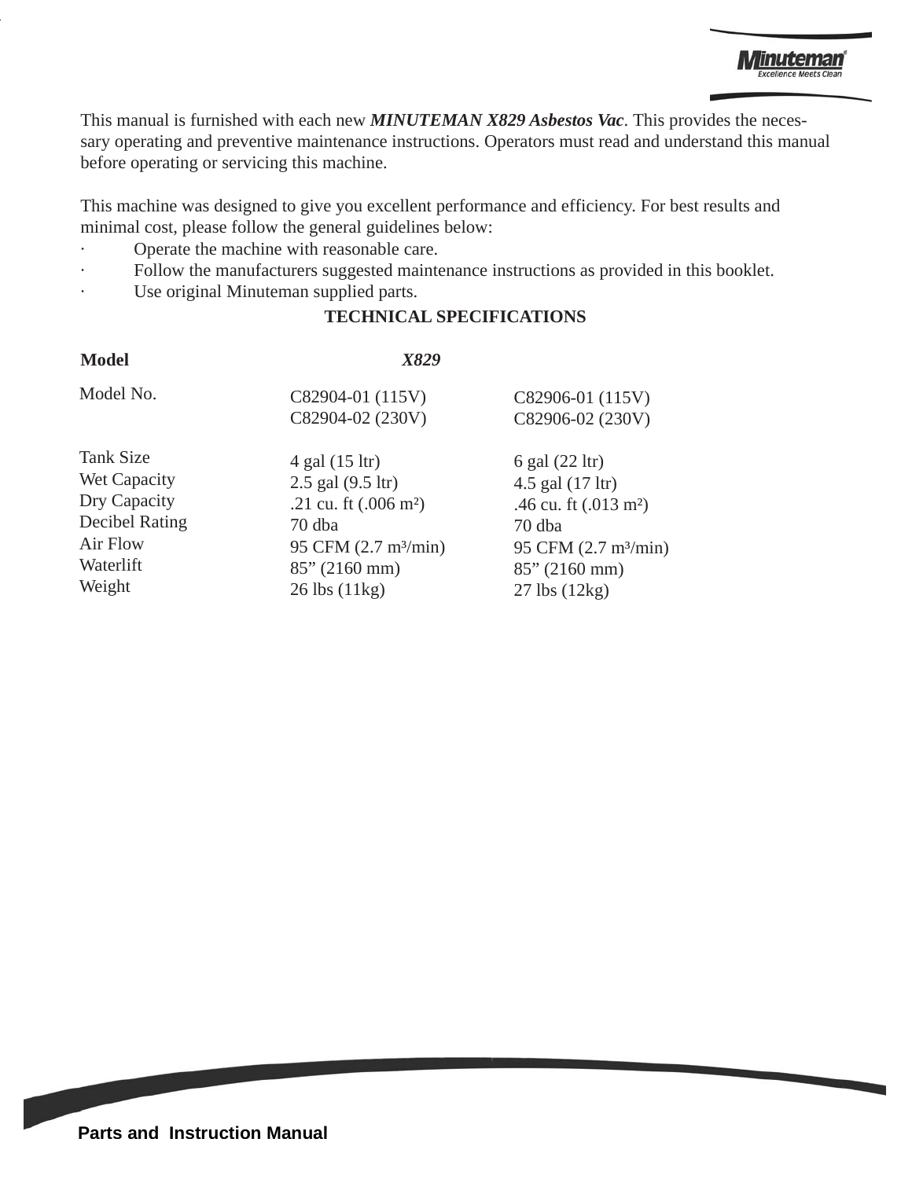This manual is furnished with each new ***MINUTEMAN X829 Asbestos Vac***. This provides the necessary operating and preventive maintenance instructions. Operators must read and understand this manual before operating or servicing this machine.

This machine was designed to give you excellent performance and efficiency. For best results and minimal cost, please follow the general guidelines below:

- Operate the machine with reasonable care.
- Follow the manufacturers suggested maintenance instructions as provided in this booklet.
- Use original Minuteman supplied parts.

## TECHNICAL SPECIFICATIONS

| **Model** | ***X829*** | |
|---|---|---|
| Model No. | C82904-01 (115V)<br>C82904-02 (230V) | C82906-01 (115V)<br>C82906-02 (230V) |
| Tank Size | 4 gal (15 ltr) | 6 gal (22 ltr) |
| Wet Capacity | 2.5 gal (9.5 ltr) | 4.5 gal (17 ltr) |
| Dry Capacity | .21 cu. ft (.006 m²) | .46 cu. ft (.013 m²) |
| Decibel Rating | 70 dba | 70 dba |
| Air Flow | 95 CFM (2.7 m³/min) | 95 CFM (2.7 m³/min) |
| Waterlift | 85” (2160 mm) | 85” (2160 mm) |
| Weight | 26 lbs (11kg) | 27 lbs (12kg) |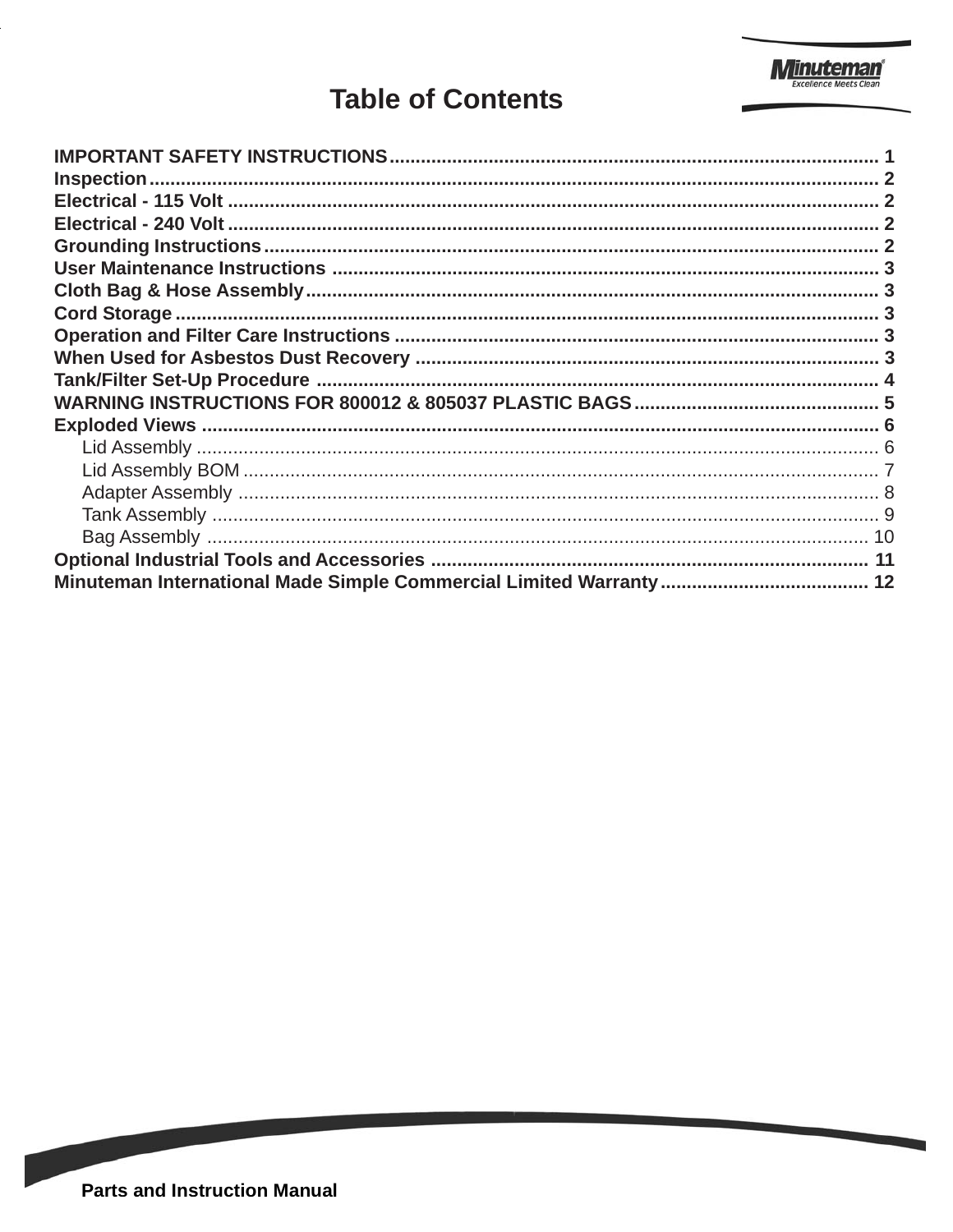# Table of Contents

| | |
|---|---|
| **IMPORTANT SAFETY INSTRUCTIONS** | **1** |
| **Inspection** | **2** |
| **Electrical - 115 Volt** | **2** |
| **Electrical - 240 Volt** | **2** |
| **Grounding Instructions** | **2** |
| **User Maintenance Instructions** | **3** |
| **Cloth Bag & Hose Assembly** | **3** |
| **Cord Storage** | **3** |
| **Operation and Filter Care Instructions** | **3** |
| **When Used for Asbestos Dust Recovery** | **3** |
| **Tank/Filter Set-Up Procedure** | **4** |
| **WARNING INSTRUCTIONS FOR 800012 & 805037 PLASTIC BAGS** | **5** |
| **Exploded Views** | **6** |
| Lid Assembly | 6 |
| Lid Assembly BOM | 7 |
| Adapter Assembly | 8 |
| Tank Assembly | 9 |
| Bag Assembly | 10 |
| **Optional Industrial Tools and Accessories** | **11** |
| **Minuteman International Made Simple Commercial Limited Warranty** | **12** |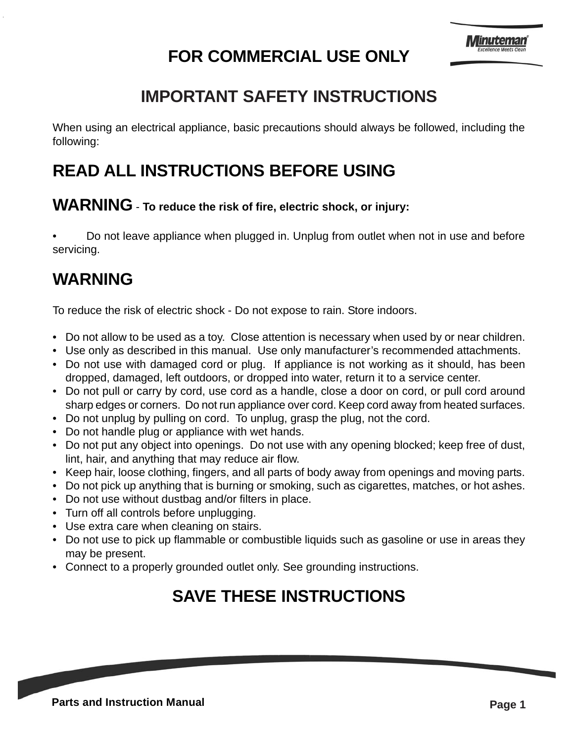# FOR COMMERCIAL USE ONLY

## IMPORTANT SAFETY INSTRUCTIONS

When using an electrical appliance, basic precautions should always be followed, including the following:

## READ ALL INSTRUCTIONS BEFORE USING

## WARNING - To reduce the risk of fire, electric shock, or injury:

- Do not leave appliance when plugged in. Unplug from outlet when not in use and before servicing.

## WARNING

To reduce the risk of electric shock - Do not expose to rain. Store indoors.

- Do not allow to be used as a toy. Close attention is necessary when used by or near children.
- Use only as described in this manual. Use only manufacturer's recommended attachments.
- Do not use with damaged cord or plug. If appliance is not working as it should, has been dropped, damaged, left outdoors, or dropped into water, return it to a service center.
- Do not pull or carry by cord, use cord as a handle, close a door on cord, or pull cord around sharp edges or corners. Do not run appliance over cord. Keep cord away from heated surfaces.
- Do not unplug by pulling on cord. To unplug, grasp the plug, not the cord.
- Do not handle plug or appliance with wet hands.
- Do not put any object into openings. Do not use with any opening blocked; keep free of dust, lint, hair, and anything that may reduce air flow.
- Keep hair, loose clothing, fingers, and all parts of body away from openings and moving parts.
- Do not pick up anything that is burning or smoking, such as cigarettes, matches, or hot ashes.
- Do not use without dustbag and/or filters in place.
- Turn off all controls before unplugging.
- Use extra care when cleaning on stairs.
- Do not use to pick up flammable or combustible liquids such as gasoline or use in areas they may be present.
- Connect to a properly grounded outlet only. See grounding instructions.

## SAVE THESE INSTRUCTIONS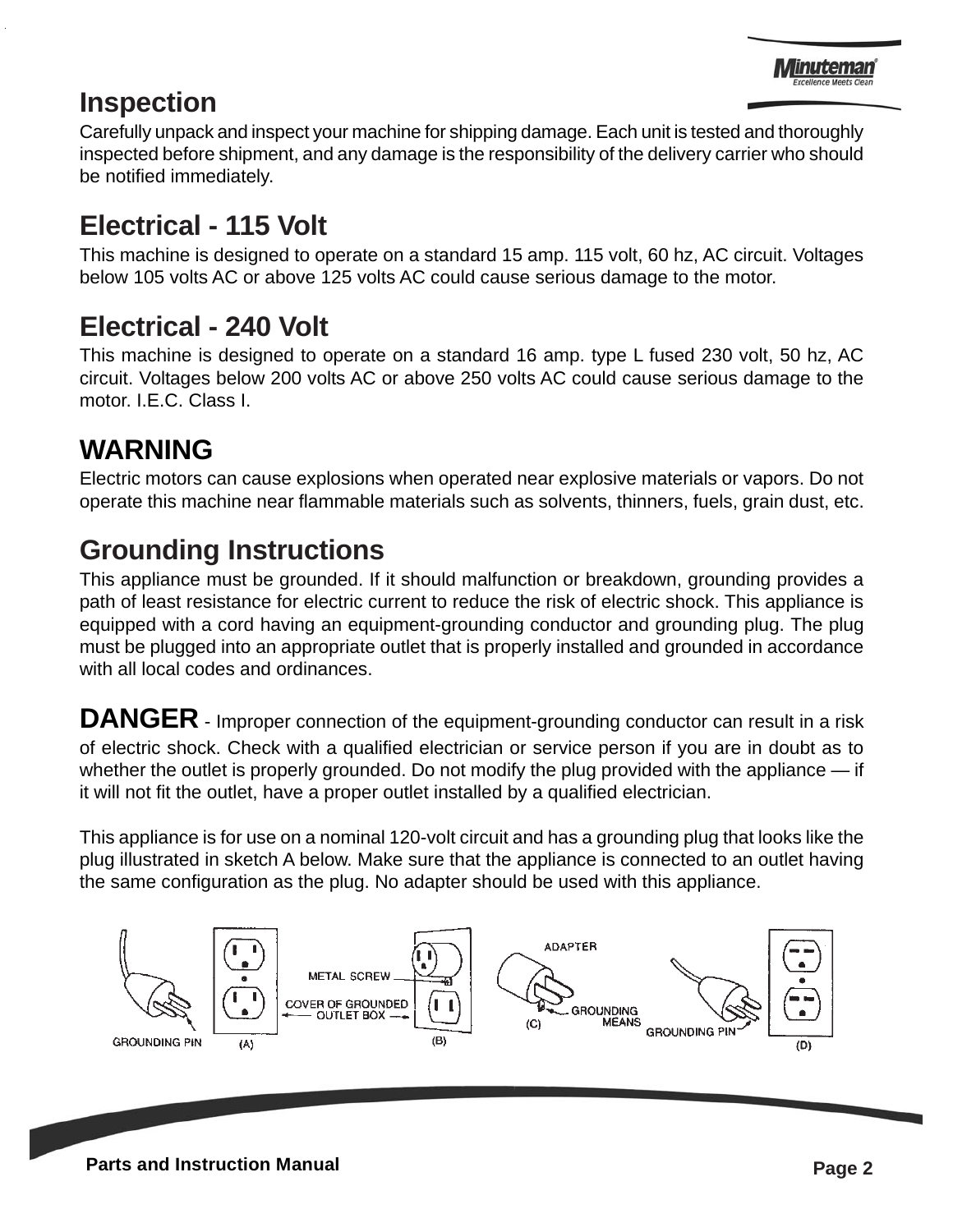## Inspection

Carefully unpack and inspect your machine for shipping damage. Each unit is tested and thoroughly inspected before shipment, and any damage is the responsibility of the delivery carrier who should be notified immediately.

## Electrical - 115 Volt

This machine is designed to operate on a standard 15 amp. 115 volt, 60 hz, AC circuit. Voltages below 105 volts AC or above 125 volts AC could cause serious damage to the motor.

## Electrical - 240 Volt

This machine is designed to operate on a standard 16 amp. type L fused 230 volt, 50 hz, AC circuit. Voltages below 200 volts AC or above 250 volts AC could cause serious damage to the motor. I.E.C. Class I.

## WARNING

Electric motors can cause explosions when operated near explosive materials or vapors. Do not operate this machine near flammable materials such as solvents, thinners, fuels, grain dust, etc.

## Grounding Instructions

This appliance must be grounded. If it should malfunction or breakdown, grounding provides a path of least resistance for electric current to reduce the risk of electric shock. This appliance is equipped with a cord having an equipment-grounding conductor and grounding plug. The plug must be plugged into an appropriate outlet that is properly installed and grounded in accordance with all local codes and ordinances.

**DANGER** - Improper connection of the equipment-grounding conductor can result in a risk of electric shock. Check with a qualified electrician or service person if you are in doubt as to whether the outlet is properly grounded. Do not modify the plug provided with the appliance — if it will not fit the outlet, have a proper outlet installed by a qualified electrician.

This appliance is for use on a nominal 120-volt circuit and has a grounding plug that looks like the plug illustrated in sketch A below. Make sure that the appliance is connected to an outlet having the same configuration as the plug. No adapter should be used with this appliance.

GROUNDING PIN (A) METAL SCREW COVER OF GROUNDED OUTLET BOX (B) ADAPTER GROUNDING MEANS (C) GROUNDING PIN (D)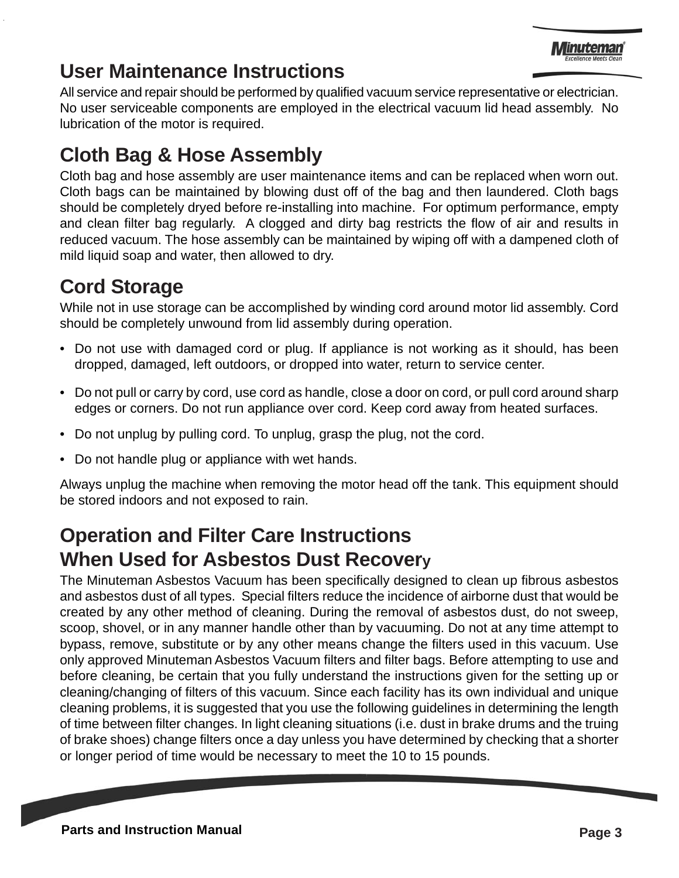## User Maintenance Instructions

All service and repair should be performed by qualified vacuum service representative or electrician. No user serviceable components are employed in the electrical vacuum lid head assembly. No lubrication of the motor is required.

## Cloth Bag & Hose Assembly

Cloth bag and hose assembly are user maintenance items and can be replaced when worn out. Cloth bags can be maintained by blowing dust off of the bag and then laundered. Cloth bags should be completely dryed before re-installing into machine. For optimum performance, empty and clean filter bag regularly. A clogged and dirty bag restricts the flow of air and results in reduced vacuum. The hose assembly can be maintained by wiping off with a dampened cloth of mild liquid soap and water, then allowed to dry.

## Cord Storage

While not in use storage can be accomplished by winding cord around motor lid assembly. Cord should be completely unwound from lid assembly during operation.

- Do not use with damaged cord or plug. If appliance is not working as it should, has been dropped, damaged, left outdoors, or dropped into water, return to service center.
- Do not pull or carry by cord, use cord as handle, close a door on cord, or pull cord around sharp edges or corners. Do not run appliance over cord. Keep cord away from heated surfaces.
- Do not unplug by pulling cord. To unplug, grasp the plug, not the cord.
- Do not handle plug or appliance with wet hands.

Always unplug the machine when removing the motor head off the tank. This equipment should be stored indoors and not exposed to rain.

## Operation and Filter Care Instructions When Used for Asbestos Dust Recovery

The Minuteman Asbestos Vacuum has been specifically designed to clean up fibrous asbestos and asbestos dust of all types. Special filters reduce the incidence of airborne dust that would be created by any other method of cleaning. During the removal of asbestos dust, do not sweep, scoop, shovel, or in any manner handle other than by vacuuming. Do not at any time attempt to bypass, remove, substitute or by any other means change the filters used in this vacuum. Use only approved Minuteman Asbestos Vacuum filters and filter bags. Before attempting to use and before cleaning, be certain that you fully understand the instructions given for the setting up or cleaning/changing of filters of this vacuum. Since each facility has its own individual and unique cleaning problems, it is suggested that you use the following guidelines in determining the length of time between filter changes. In light cleaning situations (i.e. dust in brake drums and the truing of brake shoes) change filters once a day unless you have determined by checking that a shorter or longer period of time would be necessary to meet the 10 to 15 pounds.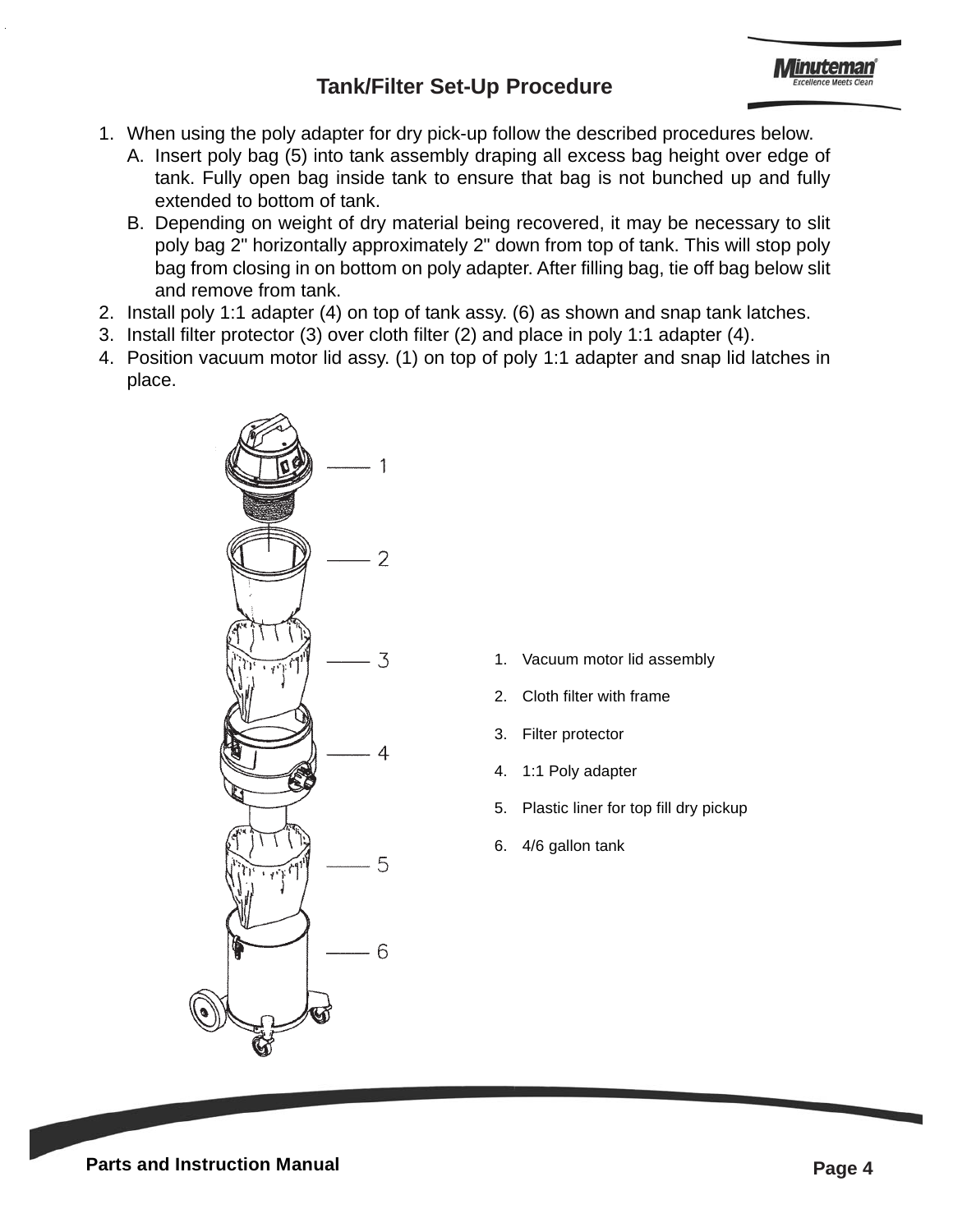## Tank/Filter Set-Up Procedure

1. When using the poly adapter for dry pick-up follow the described procedures below.
   A. Insert poly bag (5) into tank assembly draping all excess bag height over edge of tank. Fully open bag inside tank to ensure that bag is not bunched up and fully extended to bottom of tank.
   B. Depending on weight of dry material being recovered, it may be necessary to slit poly bag 2" horizontally approximately 2" down from top of tank. This will stop poly bag from closing in on bottom on poly adapter. After filling bag, tie off bag below slit and remove from tank.
2. Install poly 1:1 adapter (4) on top of tank assy. (6) as shown and snap tank latches.
3. Install filter protector (3) over cloth filter (2) and place in poly 1:1 adapter (4).
4. Position vacuum motor lid assy. (1) on top of poly 1:1 adapter and snap lid latches in place.

1. Vacuum motor lid assembly
2. Cloth filter with frame
3. Filter protector
4. 1:1 Poly adapter
5. Plastic liner for top fill dry pickup
6. 4/6 gallon tank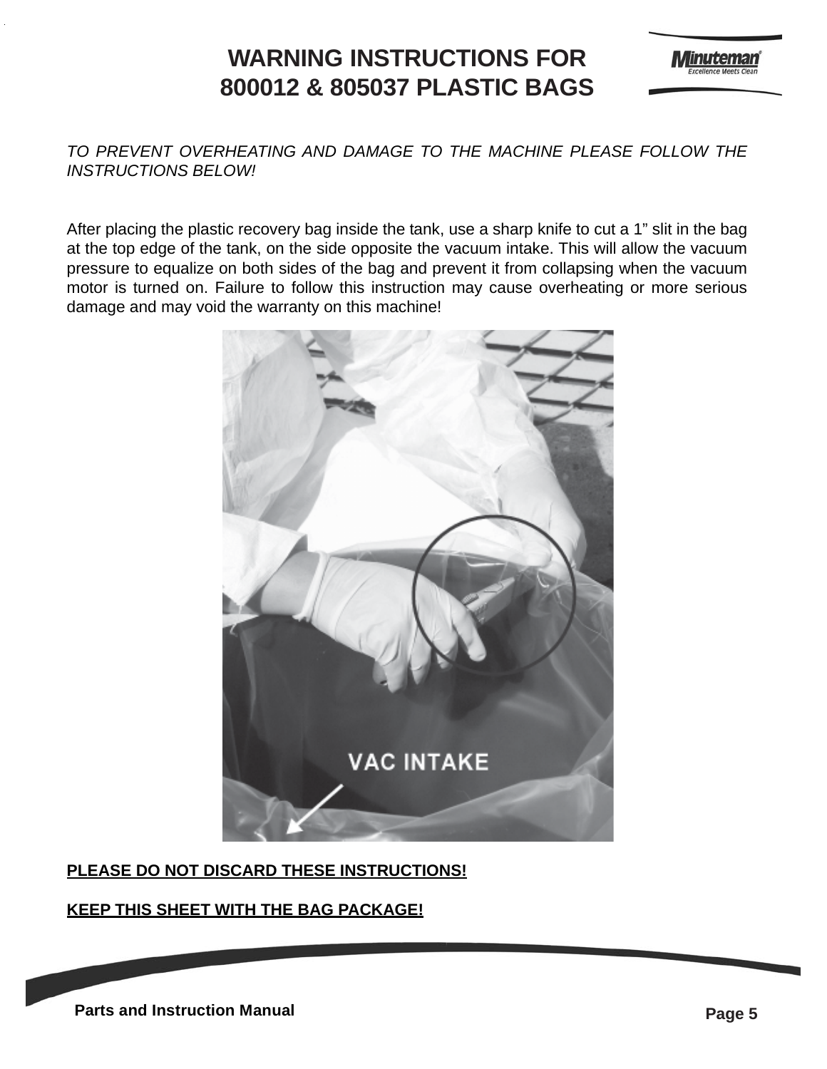# WARNING INSTRUCTIONS FOR 800012 & 805037 PLASTIC BAGS

*TO PREVENT OVERHEATING AND DAMAGE TO THE MACHINE PLEASE FOLLOW THE INSTRUCTIONS BELOW!*

After placing the plastic recovery bag inside the tank, use a sharp knife to cut a 1" slit in the bag at the top edge of the tank, on the side opposite the vacuum intake. This will allow the vacuum pressure to equalize on both sides of the bag and prevent it from collapsing when the vacuum motor is turned on. Failure to follow this instruction may cause overheating or more serious damage and may void the warranty on this machine!

**PLEASE DO NOT DISCARD THESE INSTRUCTIONS!**

**KEEP THIS SHEET WITH THE BAG PACKAGE!**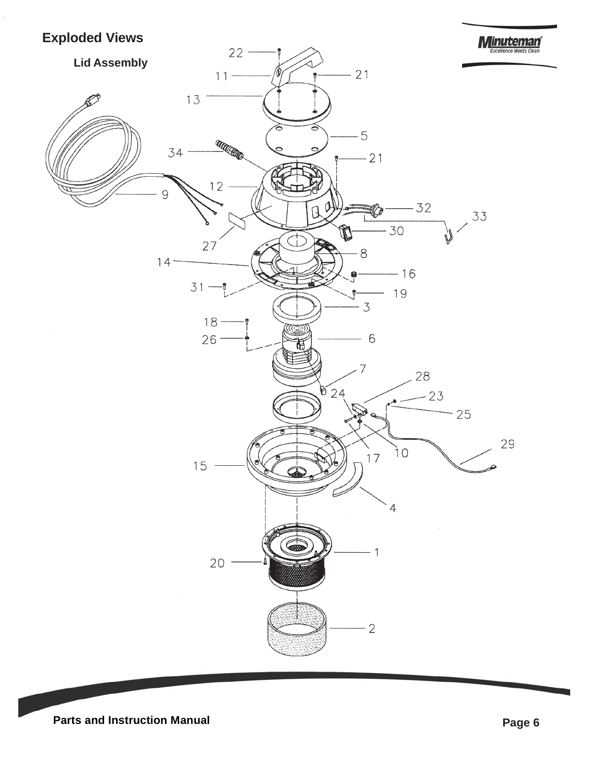# Exploded Views

## Lid Assembly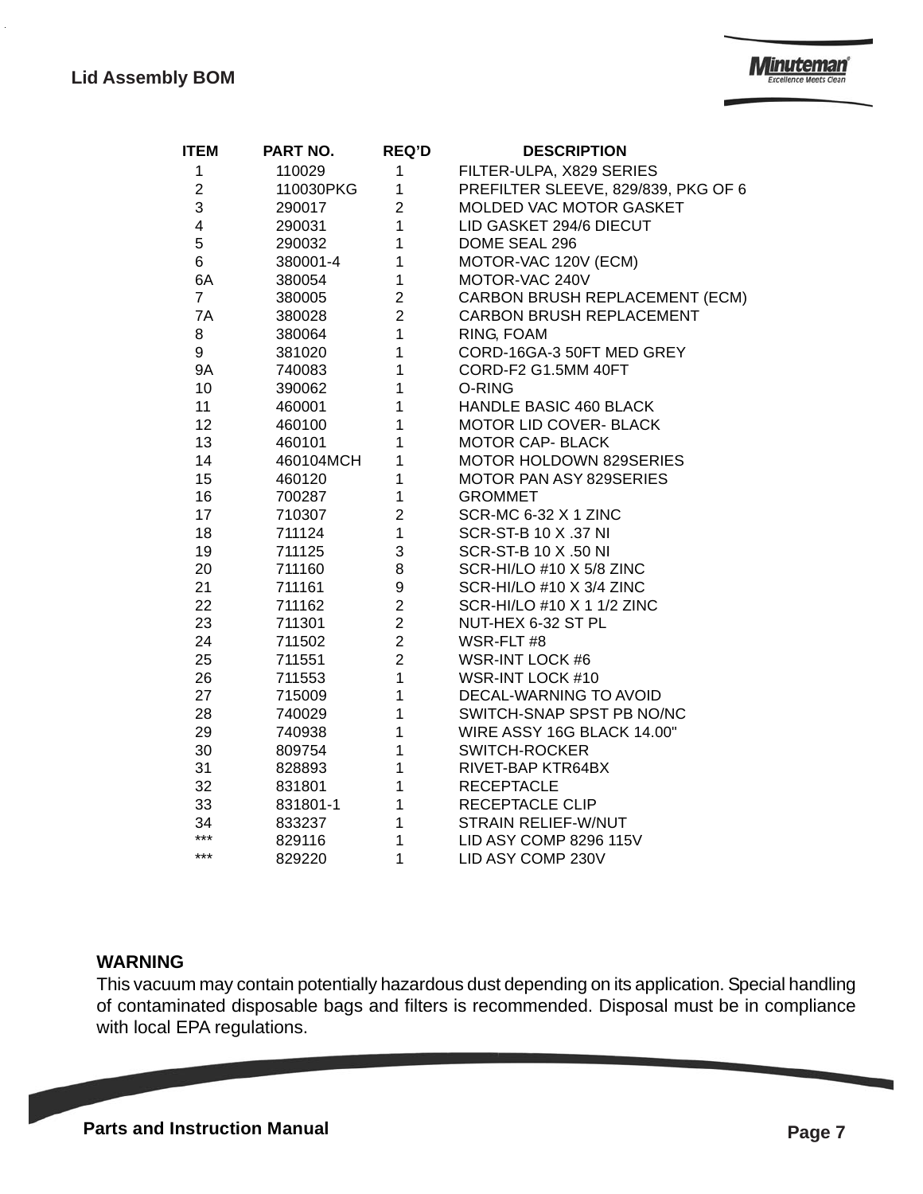## Lid Assembly BOM

| ITEM | PART NO. | REQ'D | DESCRIPTION |
|---|---|---|---|
| 1 | 110029 | 1 | FILTER-ULPA, X829 SERIES |
| 2 | 110030PKG | 1 | PREFILTER SLEEVE, 829/839, PKG OF 6 |
| 3 | 290017 | 2 | MOLDED VAC MOTOR GASKET |
| 4 | 290031 | 1 | LID GASKET 294/6 DIECUT |
| 5 | 290032 | 1 | DOME SEAL 296 |
| 6 | 380001-4 | 1 | MOTOR-VAC 120V (ECM) |
| 6A | 380054 | 1 | MOTOR-VAC 240V |
| 7 | 380005 | 2 | CARBON BRUSH REPLACEMENT (ECM) |
| 7A | 380028 | 2 | CARBON BRUSH REPLACEMENT |
| 8 | 380064 | 1 | RING, FOAM |
| 9 | 381020 | 1 | CORD-16GA-3 50FT MED GREY |
| 9A | 740083 | 1 | CORD-F2 G1.5MM 40FT |
| 10 | 390062 | 1 | O-RING |
| 11 | 460001 | 1 | HANDLE BASIC 460 BLACK |
| 12 | 460100 | 1 | MOTOR LID COVER- BLACK |
| 13 | 460101 | 1 | MOTOR CAP- BLACK |
| 14 | 460104MCH | 1 | MOTOR HOLDOWN 829SERIES |
| 15 | 460120 | 1 | MOTOR PAN ASY 829SERIES |
| 16 | 700287 | 1 | GROMMET |
| 17 | 710307 | 2 | SCR-MC 6-32 X 1 ZINC |
| 18 | 711124 | 1 | SCR-ST-B 10 X .37 NI |
| 19 | 711125 | 3 | SCR-ST-B 10 X .50 NI |
| 20 | 711160 | 8 | SCR-HI/LO #10 X 5/8 ZINC |
| 21 | 711161 | 9 | SCR-HI/LO #10 X 3/4 ZINC |
| 22 | 711162 | 2 | SCR-HI/LO #10 X 1 1/2 ZINC |
| 23 | 711301 | 2 | NUT-HEX 6-32 ST PL |
| 24 | 711502 | 2 | WSR-FLT #8 |
| 25 | 711551 | 2 | WSR-INT LOCK #6 |
| 26 | 711553 | 1 | WSR-INT LOCK #10 |
| 27 | 715009 | 1 | DECAL-WARNING TO AVOID |
| 28 | 740029 | 1 | SWITCH-SNAP SPST PB NO/NC |
| 29 | 740938 | 1 | WIRE ASSY 16G BLACK 14.00" |
| 30 | 809754 | 1 | SWITCH-ROCKER |
| 31 | 828893 | 1 | RIVET-BAP KTR64BX |
| 32 | 831801 | 1 | RECEPTACLE |
| 33 | 831801-1 | 1 | RECEPTACLE CLIP |
| 34 | 833237 | 1 | STRAIN RELIEF-W/NUT |
| *** | 829116 | 1 | LID ASY COMP 8296 115V |
| *** | 829220 | 1 | LID ASY COMP 230V |

**WARNING**

This vacuum may contain potentially hazardous dust depending on its application. Special handling of contaminated disposable bags and filters is recommended. Disposal must be in compliance with local EPA regulations.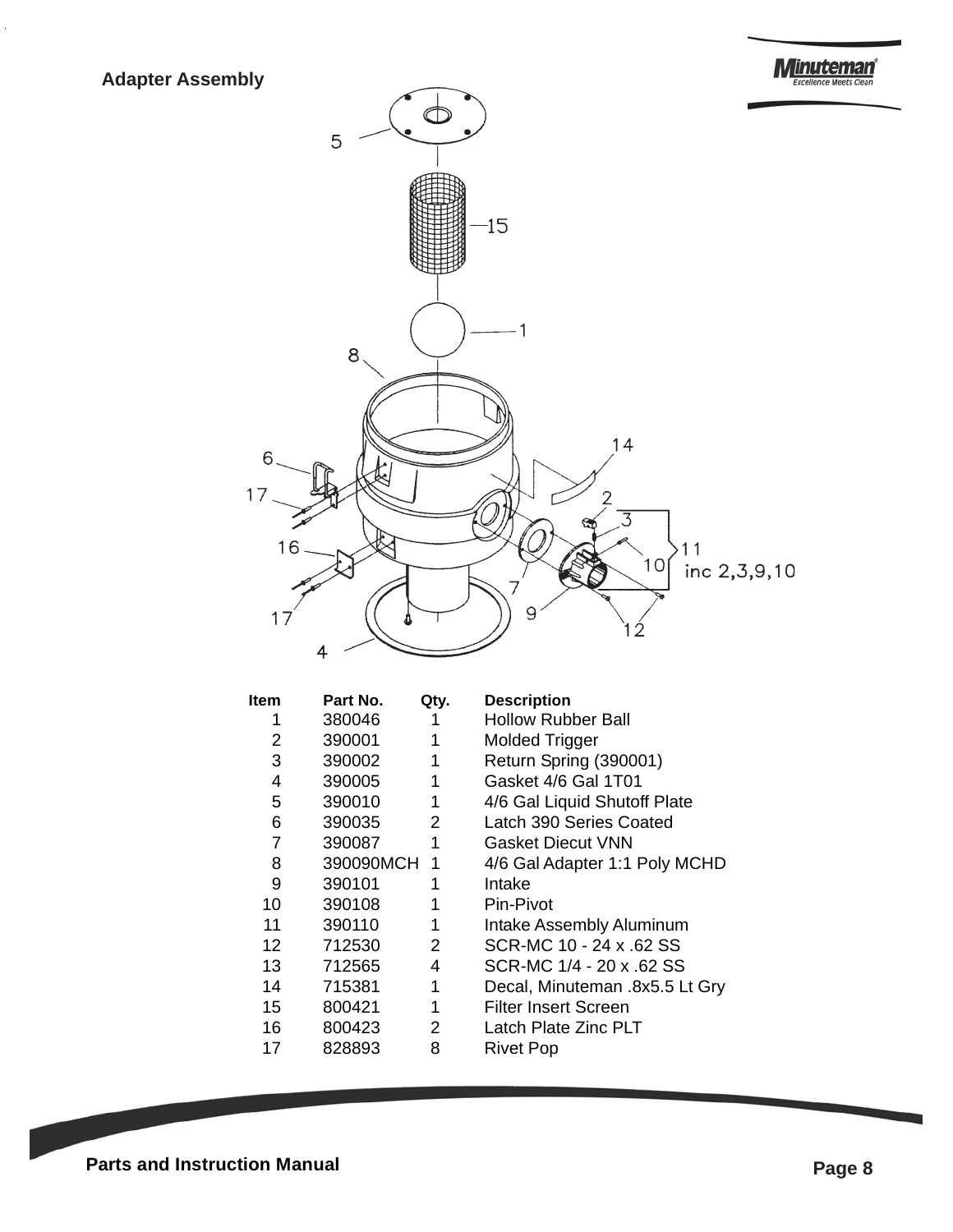## Adapter Assembly

| Item | Part No. | Qty. | Description |
|---|---|---|---|
| 1 | 380046 | 1 | Hollow Rubber Ball |
| 2 | 390001 | 1 | Molded Trigger |
| 3 | 390002 | 1 | Return Spring (390001) |
| 4 | 390005 | 1 | Gasket 4/6 Gal 1T01 |
| 5 | 390010 | 1 | 4/6 Gal Liquid Shutoff Plate |
| 6 | 390035 | 2 | Latch 390 Series Coated |
| 7 | 390087 | 1 | Gasket Diecut VNN |
| 8 | 390090MCH | 1 | 4/6 Gal Adapter 1:1 Poly MCHD |
| 9 | 390101 | 1 | Intake |
| 10 | 390108 | 1 | Pin-Pivot |
| 11 | 390110 | 1 | Intake Assembly Aluminum |
| 12 | 712530 | 2 | SCR-MC 10 - 24 x .62 SS |
| 13 | 712565 | 4 | SCR-MC 1/4 - 20 x .62 SS |
| 14 | 715381 | 1 | Decal, Minuteman .8x5.5 Lt Gry |
| 15 | 800421 | 1 | Filter Insert Screen |
| 16 | 800423 | 2 | Latch Plate Zinc PLT |
| 17 | 828893 | 8 | Rivet Pop |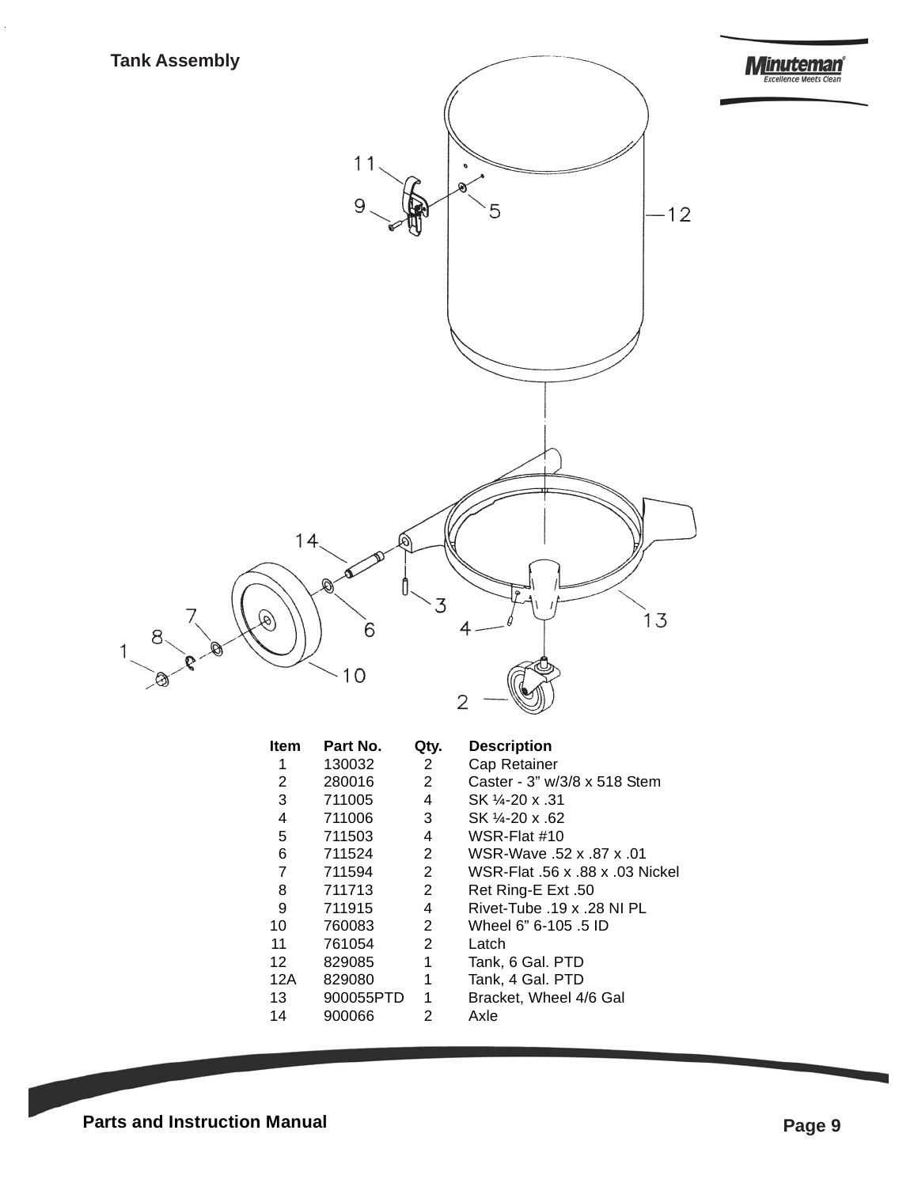## Tank Assembly

| Item | Part No. | Qty. | Description |
|---|---|---|---|
| 1 | 130032 | 2 | Cap Retainer |
| 2 | 280016 | 2 | Caster - 3" w/3/8 x 518 Stem |
| 3 | 711005 | 4 | SK ¼-20 x .31 |
| 4 | 711006 | 3 | SK ¼-20 x .62 |
| 5 | 711503 | 4 | WSR-Flat #10 |
| 6 | 711524 | 2 | WSR-Wave .52 x .87 x .01 |
| 7 | 711594 | 2 | WSR-Flat .56 x .88 x .03 Nickel |
| 8 | 711713 | 2 | Ret Ring-E Ext .50 |
| 9 | 711915 | 4 | Rivet-Tube .19 x .28 NI PL |
| 10 | 760083 | 2 | Wheel 6" 6-105 .5 ID |
| 11 | 761054 | 2 | Latch |
| 12 | 829085 | 1 | Tank, 6 Gal. PTD |
| 12A | 829080 | 1 | Tank, 4 Gal. PTD |
| 13 | 900055PTD | 1 | Bracket, Wheel 4/6 Gal |
| 14 | 900066 | 2 | Axle |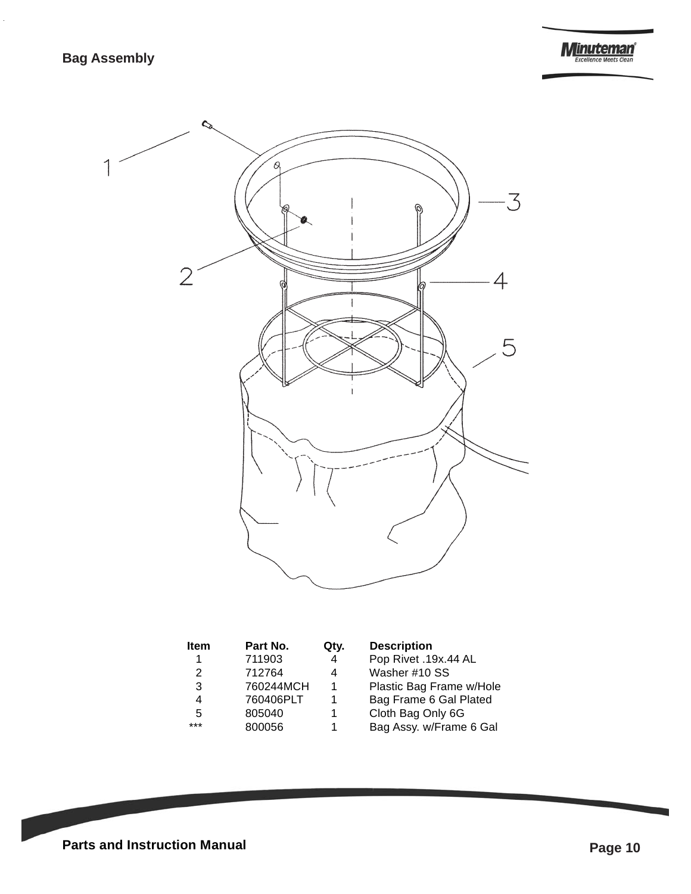# Bag Assembly

| Item | Part No. | Qty. | Description |
|---|---|---|---|
| 1 | 711903 | 4 | Pop Rivet .19x.44 AL |
| 2 | 712764 | 4 | Washer #10 SS |
| 3 | 760244MCH | 1 | Plastic Bag Frame w/Hole |
| 4 | 760406PLT | 1 | Bag Frame 6 Gal Plated |
| 5 | 805040 | 1 | Cloth Bag Only 6G |
| *** | 800056 | 1 | Bag Assy. w/Frame 6 Gal |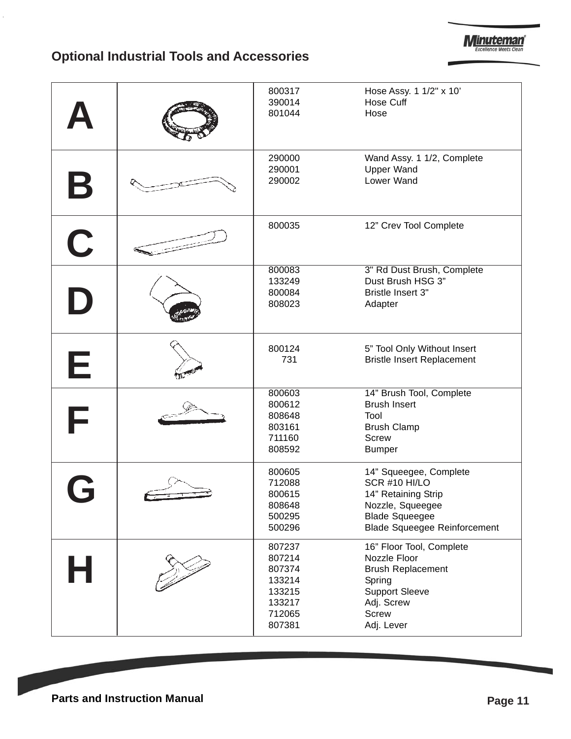## Optional Industrial Tools and Accessories

| | Part No. | Description |
|---|---|---|
| **A** | 800317 | Hose Assy. 1 1/2" x 10' |
| | 390014 | Hose Cuff |
| | 801044 | Hose |
| **B** | 290000 | Wand Assy. 1 1/2, Complete |
| | 290001 | Upper Wand |
| | 290002 | Lower Wand |
| **C** | 800035 | 12" Crev Tool Complete |
| **D** | 800083 | 3" Rd Dust Brush, Complete |
| | 133249 | Dust Brush HSG 3" |
| | 800084 | Bristle Insert 3" |
| | 808023 | Adapter |
| **E** | 800124 | 5" Tool Only Without Insert |
| | 731 | Bristle Insert Replacement |
| **F** | 800603 | 14" Brush Tool, Complete |
| | 800612 | Brush Insert |
| | 808648 | Tool |
| | 803161 | Brush Clamp |
| | 711160 | Screw |
| | 808592 | Bumper |
| **G** | 800605 | 14" Squeegee, Complete |
| | 712088 | SCR #10 HI/LO |
| | 800615 | 14" Retaining Strip |
| | 808648 | Nozzle, Squeegee |
| | 500295 | Blade Squeegee |
| | 500296 | Blade Squeegee Reinforcement |
| **H** | 807237 | 16" Floor Tool, Complete |
| | 807214 | Nozzle Floor |
| | 807374 | Brush Replacement |
| | 133214 | Spring |
| | 133215 | Support Sleeve |
| | 133217 | Adj. Screw |
| | 712065 | Screw |
| | 807381 | Adj. Lever |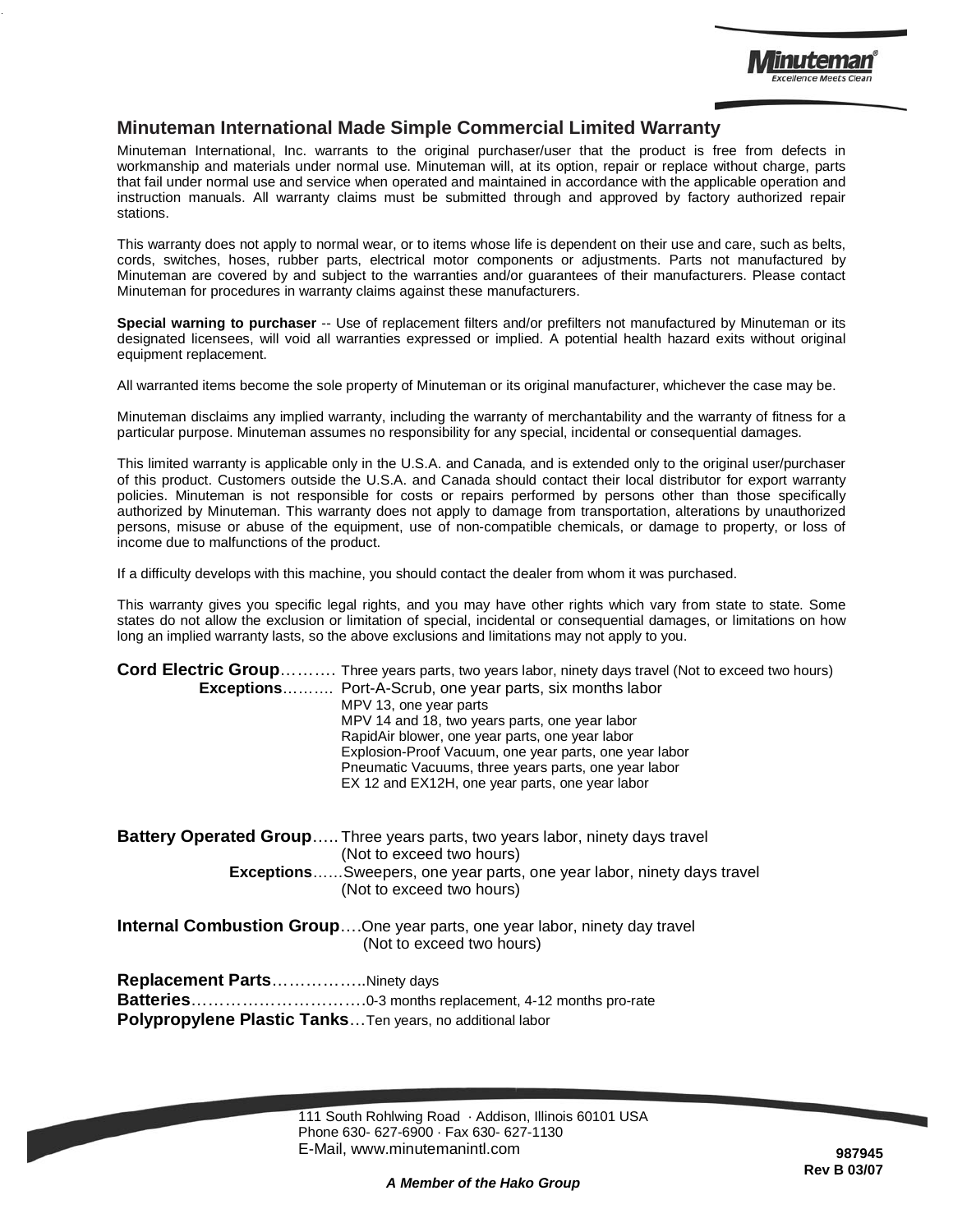## Minuteman International Made Simple Commercial Limited Warranty

Minuteman International, Inc. warrants to the original purchaser/user that the product is free from defects in workmanship and materials under normal use. Minuteman will, at its option, repair or replace without charge, parts that fail under normal use and service when operated and maintained in accordance with the applicable operation and instruction manuals. All warranty claims must be submitted through and approved by factory authorized repair stations.

This warranty does not apply to normal wear, or to items whose life is dependent on their use and care, such as belts, cords, switches, hoses, rubber parts, electrical motor components or adjustments. Parts not manufactured by Minuteman are covered by and subject to the warranties and/or guarantees of their manufacturers. Please contact Minuteman for procedures in warranty claims against these manufacturers.

**Special warning to purchaser** -- Use of replacement filters and/or prefilters not manufactured by Minuteman or its designated licensees, will void all warranties expressed or implied. A potential health hazard exits without original equipment replacement.

All warranted items become the sole property of Minuteman or its original manufacturer, whichever the case may be.

Minuteman disclaims any implied warranty, including the warranty of merchantability and the warranty of fitness for a particular purpose. Minuteman assumes no responsibility for any special, incidental or consequential damages.

This limited warranty is applicable only in the U.S.A. and Canada, and is extended only to the original user/purchaser of this product. Customers outside the U.S.A. and Canada should contact their local distributor for export warranty policies. Minuteman is not responsible for costs or repairs performed by persons other than those specifically authorized by Minuteman. This warranty does not apply to damage from transportation, alterations by unauthorized persons, misuse or abuse of the equipment, use of non-compatible chemicals, or damage to property, or loss of income due to malfunctions of the product.

If a difficulty develops with this machine, you should contact the dealer from whom it was purchased.

This warranty gives you specific legal rights, and you may have other rights which vary from state to state. Some states do not allow the exclusion or limitation of special, incidental or consequential damages, or limitations on how long an implied warranty lasts, so the above exclusions and limitations may not apply to you.

**Cord Electric Group**………. Three years parts, two years labor, ninety days travel (Not to exceed two hours)

**Exceptions**……… Port-A-Scrub, one year parts, six months labor
MPV 13, one year parts
MPV 14 and 18, two years parts, one year labor
RapidAir blower, one year parts, one year labor
Explosion-Proof Vacuum, one year parts, one year labor
Pneumatic Vacuums, three years parts, one year labor
EX 12 and EX12H, one year parts, one year labor

**Battery Operated Group**….. Three years parts, two years labor, ninety days travel (Not to exceed two hours)

**Exceptions**……Sweepers, one year parts, one year labor, ninety days travel (Not to exceed two hours)

**Internal Combustion Group**….One year parts, one year labor, ninety day travel (Not to exceed two hours)

**Replacement Parts**……………..Ninety days
**Batteries**…………………………..0-3 months replacement, 4-12 months pro-rate
**Polypropylene Plastic Tanks**…Ten years, no additional labor

111 South Rohlwing Road · Addison, Illinois 60101 USA
Phone 630- 627-6900 · Fax 630- 627-1130
E-Mail, www.minutemanintl.com

987945
Rev B 03/07

*A Member of the Hako Group*